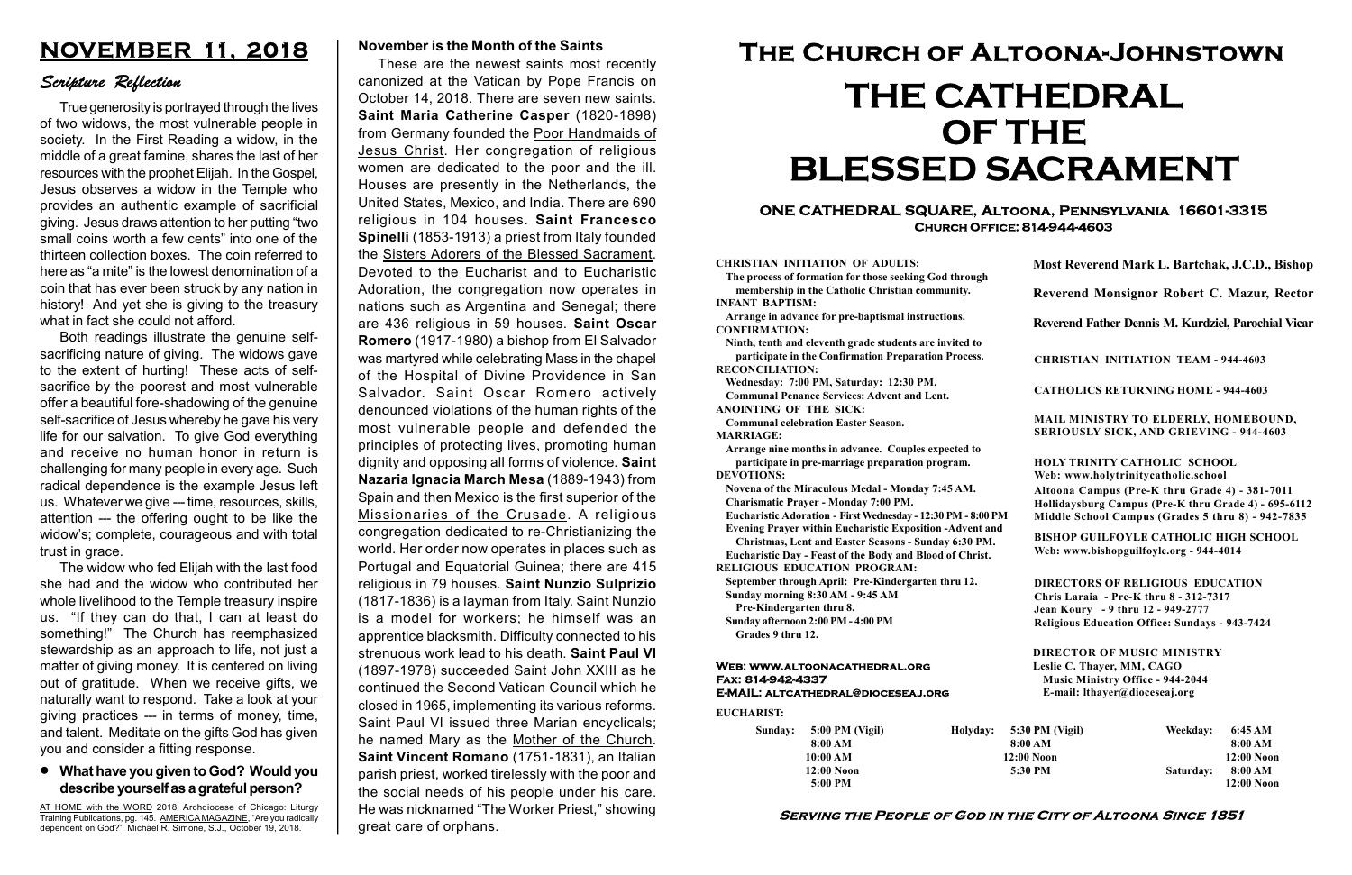# NOVEMBER 11, 2018

## *Scripture Reflection*

True generosity is portrayed through the lives of two widows, the most vulnerable people in society. In the First Reading a widow, in the middle of a great famine, shares the last of her resources with the prophet Elijah. In the Gospel, Jesus observes a widow in the Temple who provides an authentic example of sacrificial giving. Jesus draws attention to her putting "two small coins worth a few cents" into one of the thirteen collection boxes. The coin referred to here as "a mite" is the lowest denomination of a coin that has ever been struck by any nation in history! And yet she is giving to the treasury what in fact she could not afford.

Both readings illustrate the genuine self-sacrificing nature of giving. The widows gave to the extent of hurting! These acts of self-sacrifice by the poorest and most vulnerable offer a beautiful fore-shadowing of the genuine self-sacrifice of Jesus whereby he gave his very life for our salvation. To give God everything and receive no human honor in return is challenging for many people in every age. Such radical dependence is the example Jesus left us. Whatever we give — time, resources, skills, attention — the offering ought to be like the widow's; complete, courageous and with total trust in grace.

The widow who fed Elijah with the last food she had and the widow who contributed her whole livelihood to the Temple treasury inspire us. "If they can do that, I can at least do something!" The Church has reemphasized stewardship as an approach to life, not just a matter of giving money. It is centered on living out of gratitude. When we receive gifts, we naturally want to respond. Take a look at your giving practices — in terms of money, time, and talent. Meditate on the gifts God has given you and consider a fitting response.

- **What have you given to God? Would you describe yourself as a grateful person?**

AT HOME with the WORD 2018, Archdiocese of Chicago: Liturgy Training Publications, pg. 145. AMERICA MAGAZINE, "Are you radically dependent on God?" Michael R. Simone, S.J., October 19, 2018.

### November is the Month of the Saints

These are the newest saints most recently canonized at the Vatican by Pope Francis on October 14, 2018. There are seven new saints. **Saint Maria Catherine Casper** (1820-1898) from Germany founded the Poor Handmaids of Jesus Christ. Her congregation of religious women are dedicated to the poor and the ill. Houses are presently in the Netherlands, the United States, Mexico, and India. There are 690 religious in 104 houses. **Saint Francesco Spinelli** (1853-1913) a priest from Italy founded the Sisters Adorers of the Blessed Sacrament. Devoted to the Eucharist and to Eucharistic Adoration, the congregation now operates in nations such as Argentina and Senegal; there are 436 religious in 59 houses. **Saint Oscar Romero** (1917-1980) a bishop from El Salvador was martyred while celebrating Mass in the chapel of the Hospital of Divine Providence in San Salvador. Saint Oscar Romero actively denounced violations of the human rights of the most vulnerable people and defended the principles of protecting lives, promoting human dignity and opposing all forms of violence. **Saint Nazaria Ignacia March Mesa** (1889-1943) from Spain and then Mexico is the first superior of the Missionaries of the Crusade. A religious congregation dedicated to re-Christianizing the world. Her order now operates in places such as Portugal and Equatorial Guinea; there are 415 religious in 79 houses. **Saint Nunzio Sulprizio** (1817-1836) is a layman from Italy. Saint Nunzio is a model for workers; he himself was an apprentice blacksmith. Difficulty connected to his strenuous work lead to his death. **Saint Paul VI** (1897-1978) succeeded Saint John XXIII as he continued the Second Vatican Council which he closed in 1965, implementing its various reforms. Saint Paul VI issued three Marian encyclicals; he named Mary as the Mother of the Church. **Saint Vincent Romano** (1751-1831), an Italian parish priest, worked tirelessly with the poor and the social needs of his people under his care. He was nicknamed "The Worker Priest," showing great care of orphans.

# The Church of Altoona-Johnstown

# THE CATHEDRAL OF THE BLESSED SACRAMENT

**ONE CATHEDRAL SQUARE, Altoona, Pennsylvania 16601-3315**
**Church Office: 814-944-4603**

**CHRISTIAN INITIATION OF ADULTS:**
The process of formation for those seeking God through membership in the Catholic Christian community.
**INFANT BAPTISM:**
Arrange in advance for pre-baptismal instructions.
**CONFIRMATION:**
Ninth, tenth and eleventh grade students are invited to participate in the Confirmation Preparation Process.
**RECONCILIATION:**
Wednesday: 7:00 PM, Saturday: 12:30 PM.
Communal Penance Services: Advent and Lent.
**ANOINTING OF THE SICK:**
Communal celebration Easter Season.
**MARRIAGE:**
Arrange nine months in advance. Couples expected to participate in pre-marriage preparation program.
**DEVOTIONS:**
Novena of the Miraculous Medal - Monday 7:45 AM.
Charismatic Prayer - Monday 7:00 PM.
Eucharistic Adoration - First Wednesday - 12:30 PM - 8:00 PM
Evening Prayer within Eucharistic Exposition -Advent and Christmas, Lent and Easter Seasons - Sunday 6:30 PM.
Eucharistic Day - Feast of the Body and Blood of Christ.
**RELIGIOUS EDUCATION PROGRAM:**
September through April: Pre-Kindergarten thru 12.
Sunday morning 8:30 AM - 9:45 AM
Pre-Kindergarten thru 8.
Sunday afternoon 2:00 PM - 4:00 PM
Grades 9 thru 12.

**Web: www.altoonacathedral.org**
**Fax: 814-942-4337**
**E-MAIL: altcathedral@dioceseaj.org**

**Most Reverend Mark L. Bartchak, J.C.D., Bishop**

**Reverend Monsignor Robert C. Mazur, Rector**

**Reverend Father Dennis M. Kurdziel, Parochial Vicar**

**CHRISTIAN INITIATION TEAM - 944-4603**

**CATHOLICS RETURNING HOME - 944-4603**

**MAIL MINISTRY TO ELDERLY, HOMEBOUND, SERIOUSLY SICK, AND GRIEVING - 944-4603**

**HOLY TRINITY CATHOLIC SCHOOL**
Web: www.holytrinitycatholic.school
Altoona Campus (Pre-K thru Grade 4) - 381-7011
Hollidaysburg Campus (Pre-K thru Grade 4) - 695-6112
Middle School Campus (Grades 5 thru 8) - 942-7835

**BISHOP GUILFOYLE CATHOLIC HIGH SCHOOL**
Web: www.bishopguilfoyle.org - 944-4014

**DIRECTORS OF RELIGIOUS EDUCATION**
Chris Laraia - Pre-K thru 8 - 312-7317
Jean Koury - 9 thru 12 - 949-2777
Religious Education Office: Sundays - 943-7424

**DIRECTOR OF MUSIC MINISTRY**
Leslie C. Thayer, MM, CAGO
Music Ministry Office - 944-2044
E-mail: lthayer@dioceseaj.org

**EUCHARIST:**

| Sunday: | Holyday: | Weekday: |
|---|---|---|
| 5:00 PM (Vigil) | 5:30 PM (Vigil) | 6:45 AM |
| 8:00 AM | 8:00 AM | 8:00 AM |
| 10:00 AM | 12:00 Noon | 12:00 Noon |
| 12:00 Noon | 5:30 PM | Saturday: 8:00 AM |
| 5:00 PM | | 12:00 Noon |

*Serving the People of God in the City of Altoona Since 1851*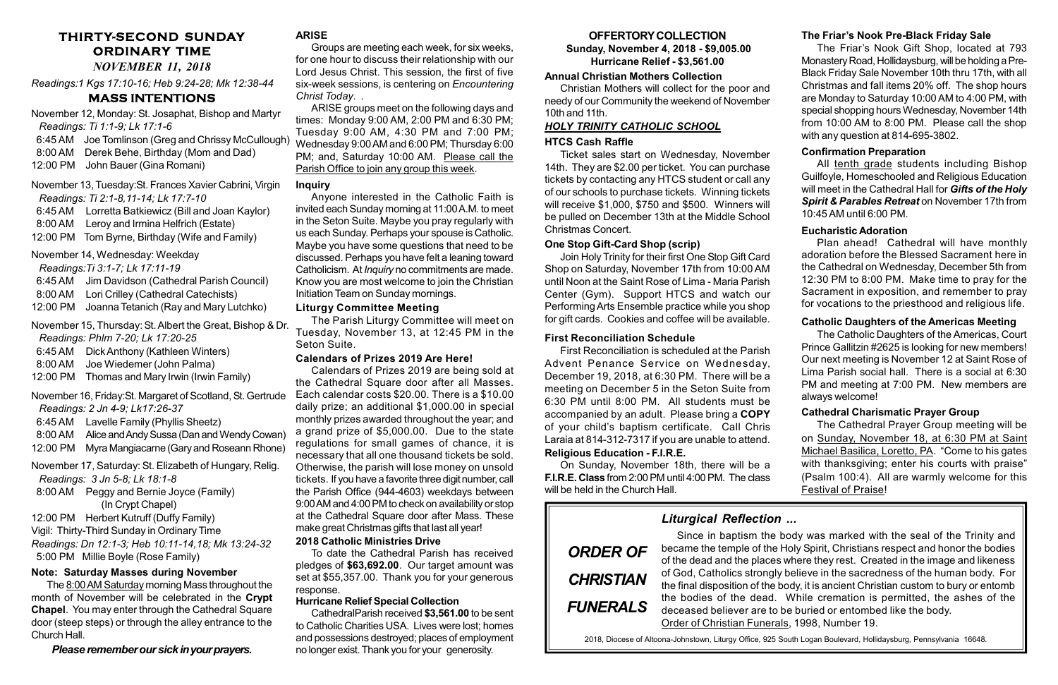# THIRTY-SECOND SUNDAY ORDINARY TIME

*NOVEMBER 11, 2018*

*Readings:1 Kgs 17:10-16; Heb 9:24-28; Mk 12:38-44*

## MASS INTENTIONS

November 12, Monday: St. Josaphat, Bishop and Martyr
*Readings: Ti 1:1-9; Lk 17:1-6*
6:45 AM Joe Tomlinson (Greg and Chrissy McCullough)
8:00 AM Derek Behe, Birthday (Mom and Dad)
12:00 PM John Bauer (Gina Romani)

November 13, Tuesday:St. Frances Xavier Cabrini, Virgin
*Readings: Ti 2:1-8,11-14; Lk 17:7-10*
6:45 AM Lorretta Batkiewicz (Bill and Joan Kaylor)
8:00 AM Leroy and Irmina Helfrich (Estate)
12:00 PM Tom Byrne, Birthday (Wife and Family)

November 14, Wednesday: Weekday
*Readings:Ti 3:1-7; Lk 17:11-19*
6:45 AM Jim Davidson (Cathedral Parish Council)
8:00 AM Lori Crilley (Cathedral Catechists)
12:00 PM Joanna Tetanich (Ray and Mary Lutchko)

November 15, Thursday: St. Albert the Great, Bishop & Dr.
*Readings: Phlm 7-20; Lk 17:20-25*
6:45 AM Dick Anthony (Kathleen Winters)
8:00 AM Joe Wiedemer (John Palma)
12:00 PM Thomas and Mary Irwin (Irwin Family)

November 16, Friday:St. Margaret of Scotland, St. Gertrude
*Readings: 2 Jn 4-9; Lk17:26-37*
6:45 AM Lavelle Family (Phyllis Sheetz)
8:00 AM Alice and Andy Sussa (Dan and Wendy Cowan)
12:00 PM Myra Mangiacarne (Gary and Roseann Rhone)

November 17, Saturday: St. Elizabeth of Hungary, Relig.
*Readings: 3 Jn 5-8; Lk 18:1-8*
8:00 AM Peggy and Bernie Joyce (Family) (In Crypt Chapel)
12:00 PM Herbert Kutruff (Duffy Family)
Vigil: Thirty-Third Sunday in Ordinary Time
*Readings: Dn 12:1-3; Heb 10:11-14,18; Mk 13:24-32*
5:00 PM Millie Boyle (Rose Family)

### Note: Saturday Masses during November

The 8:00 AM Saturday morning Mass throughout the month of November will be celebrated in the **Crypt Chapel**. You may enter through the Cathedral Square door (steep steps) or through the alley entrance to the Church Hall.

***Please remember our sick in your prayers.***

### ARISE

Groups are meeting each week, for six weeks, for one hour to discuss their relationship with our Lord Jesus Christ. This session, the first of five six-week sessions, is centering on *Encountering Christ Today*. .

ARISE groups meet on the following days and times: Monday 9:00 AM, 2:00 PM and 6:30 PM; Tuesday 9:00 AM, 4:30 PM and 7:00 PM; Wednesday 9:00 AM and 6:00 PM; Thursday 6:00 PM; and, Saturday 10:00 AM. Please call the Parish Office to join any group this week.

### Inquiry

Anyone interested in the Catholic Faith is invited each Sunday morning at 11:00 A.M. to meet in the Seton Suite. Maybe you pray regularly with us each Sunday. Perhaps your spouse is Catholic. Maybe you have some questions that need to be discussed. Perhaps you have felt a leaning toward Catholicism. At *Inquiry* no commitments are made. Know you are most welcome to join the Christian Initiation Team on Sunday mornings.

### Liturgy Committee Meeting

The Parish Liturgy Committee will meet on Tuesday, November 13, at 12:45 PM in the Seton Suite.

### Calendars of Prizes 2019 Are Here!

Calendars of Prizes 2019 are being sold at the Cathedral Square door after all Masses. Each calendar costs $20.00. There is a $10.00 daily prize; an additional $1,000.00 in special monthly prizes awarded throughout the year; and a grand prize of $5,000.00. Due to the state regulations for small games of chance, it is necessary that all one thousand tickets be sold. Otherwise, the parish will lose money on unsold tickets. If you have a favorite three digit number, call the Parish Office (944-4603) weekdays between 9:00 AM and 4:00 PM to check on availability or stop at the Cathedral Square door after Mass. These make great Christmas gifts that last all year!

### 2018 Catholic Ministries Drive

To date the Cathedral Parish has received pledges of **$63,692.00**. Our target amount was set at $55,357.00. Thank you for your generous response.

### Hurricane Relief Special Collection

CathedralParish received **$3,561.00** to be sent to Catholic Charities USA. Lives were lost; homes and possessions destroyed; places of employment no longer exist. Thank you for your generosity.

### OFFERTORY COLLECTION

**Sunday, November 4, 2018 - $9,005.00**
**Hurricane Relief - $3,561.00**

### Annual Christian Mothers Collection

Christian Mothers will collect for the poor and needy of our Community the weekend of November 10th and 11th.

### *HOLY TRINITY CATHOLIC SCHOOL*

### HTCS Cash Raffle

Ticket sales start on Wednesday, November 14th. They are $2.00 per ticket. You can purchase tickets by contacting any HTCS student or call any of our schools to purchase tickets. Winning tickets will receive $1,000, $750 and $500. Winners will be pulled on December 13th at the Middle School Christmas Concert.

### One Stop Gift-Card Shop (scrip)

Join Holy Trinity for their first One Stop Gift Card Shop on Saturday, November 17th from 10:00 AM until Noon at the Saint Rose of Lima - Maria Parish Center (Gym). Support HTCS and watch our Performing Arts Ensemble practice while you shop for gift cards. Cookies and coffee will be available.

### First Reconciliation Schedule

First Reconciliation is scheduled at the Parish Advent Penance Service on Wednesday, December 19, 2018, at 6:30 PM. There will be a meeting on December 5 in the Seton Suite from 6:30 PM until 8:00 PM. All students must be accompanied by an adult. Please bring a **COPY** of your child's baptism certificate. Call Chris Laraia at 814-312-7317 if you are unable to attend.

### Religious Education - F.I.R.E.

On Sunday, November 18th, there will be a **F.I.R.E. Class** from 2:00 PM until 4:00 PM. The class will be held in the Church Hall.

### The Friar's Nook Pre-Black Friday Sale

The Friar's Nook Gift Shop, located at 793 Monastery Road, Hollidaysburg, will be holding a Pre-Black Friday Sale November 10th thru 17th, with all Christmas and fall items 20% off. The shop hours are Monday to Saturday 10:00 AM to 4:00 PM, with special shopping hours Wednesday, November 14th from 10:00 AM to 8:00 PM. Please call the shop with any question at 814-695-3802.

### Confirmation Preparation

All tenth grade students including Bishop Guilfoyle, Homeschooled and Religious Education will meet in the Cathedral Hall for ***Gifts of the Holy Spirit & Parables Retreat*** on November 17th from 10:45 AM until 6:00 PM.

### Eucharistic Adoration

Plan ahead! Cathedral will have monthly adoration before the Blessed Sacrament here in the Cathedral on Wednesday, December 5th from 12:30 PM to 8:00 PM. Make time to pray for the Sacrament in exposition, and remember to pray for vocations to the priesthood and religious life.

### Catholic Daughters of the Americas Meeting

The Catholic Daughters of the Americas, Court Prince Gallitzin #2625 is looking for new members! Our next meeting is November 12 at Saint Rose of Lima Parish social hall. There is a social at 6:30 PM and meeting at 7:00 PM. New members are always welcome!

### Cathedral Charismatic Prayer Group

The Cathedral Prayer Group meeting will be on Sunday, November 18, at 6:30 PM at Saint Michael Basilica, Loretto, PA. "Come to his gates with thanksgiving; enter his courts with praise" (Psalm 100:4). All are warmly welcome for this Festival of Praise!

## *Liturgical Reflection ...*

***ORDER OF CHRISTIAN FUNERALS***

Since in baptism the body was marked with the seal of the Trinity and became the temple of the Holy Spirit, Christians respect and honor the bodies of the dead and the places where they rest. Created in the image and likeness of God, Catholics strongly believe in the sacredness of the human body. For the final disposition of the body, it is ancient Christian custom to bury or entomb the bodies of the dead. While cremation is permitted, the ashes of the deceased believer are to be buried or entombed like the body.
Order of Christian Funerals, 1998, Number 19.

2018, Diocese of Altoona-Johnstown, Liturgy Office, 925 South Logan Boulevard, Hollidaysburg, Pennsylvania 16648.